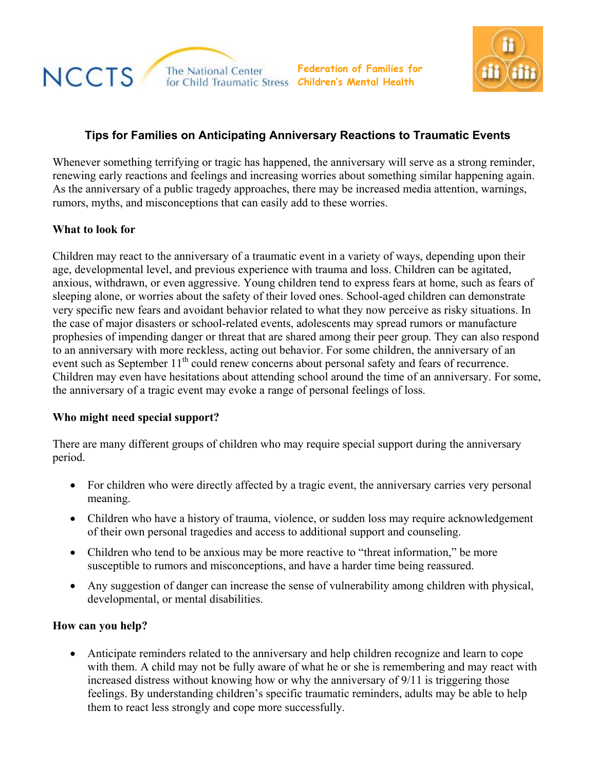NCCTS The National Center for Child Traumatic Stress

Federation of Families for Children's Mental Health

## Tips for Families on Anticipating Anniversary Reactions to Traumatic Events

Whenever something terrifying or tragic has happened, the anniversary will serve as a strong reminder, renewing early reactions and feelings and increasing worries about something similar happening again. As the anniversary of a public tragedy approaches, there may be increased media attention, warnings, rumors, myths, and misconceptions that can easily add to these worries.

**What to look for**

Children may react to the anniversary of a traumatic event in a variety of ways, depending upon their age, developmental level, and previous experience with trauma and loss. Children can be agitated, anxious, withdrawn, or even aggressive. Young children tend to express fears at home, such as fears of sleeping alone, or worries about the safety of their loved ones. School-aged children can demonstrate very specific new fears and avoidant behavior related to what they now perceive as risky situations. In the case of major disasters or school-related events, adolescents may spread rumors or manufacture prophesies of impending danger or threat that are shared among their peer group. They can also respond to an anniversary with more reckless, acting out behavior. For some children, the anniversary of an event such as September 11th could renew concerns about personal safety and fears of recurrence. Children may even have hesitations about attending school around the time of an anniversary. For some, the anniversary of a tragic event may evoke a range of personal feelings of loss.

**Who might need special support?**

There are many different groups of children who may require special support during the anniversary period.

- For children who were directly affected by a tragic event, the anniversary carries very personal meaning.
- Children who have a history of trauma, violence, or sudden loss may require acknowledgement of their own personal tragedies and access to additional support and counseling.
- Children who tend to be anxious may be more reactive to "threat information," be more susceptible to rumors and misconceptions, and have a harder time being reassured.
- Any suggestion of danger can increase the sense of vulnerability among children with physical, developmental, or mental disabilities.

**How can you help?**

- Anticipate reminders related to the anniversary and help children recognize and learn to cope with them. A child may not be fully aware of what he or she is remembering and may react with increased distress without knowing how or why the anniversary of 9/11 is triggering those feelings. By understanding children's specific traumatic reminders, adults may be able to help them to react less strongly and cope more successfully.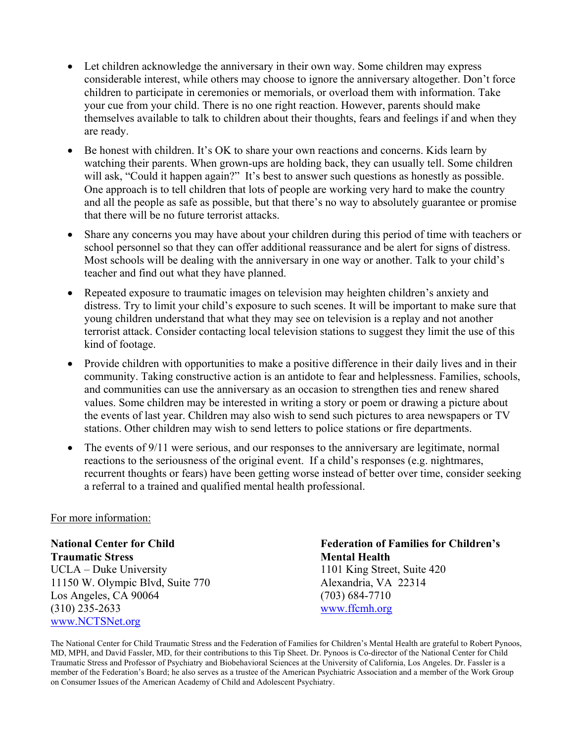- Let children acknowledge the anniversary in their own way. Some children may express considerable interest, while others may choose to ignore the anniversary altogether. Don't force children to participate in ceremonies or memorials, or overload them with information. Take your cue from your child. There is no one right reaction. However, parents should make themselves available to talk to children about their thoughts, fears and feelings if and when they are ready.

- Be honest with children. It's OK to share your own reactions and concerns. Kids learn by watching their parents. When grown-ups are holding back, they can usually tell. Some children will ask, "Could it happen again?" It's best to answer such questions as honestly as possible. One approach is to tell children that lots of people are working very hard to make the country and all the people as safe as possible, but that there's no way to absolutely guarantee or promise that there will be no future terrorist attacks.

- Share any concerns you may have about your children during this period of time with teachers or school personnel so that they can offer additional reassurance and be alert for signs of distress. Most schools will be dealing with the anniversary in one way or another. Talk to your child's teacher and find out what they have planned.

- Repeated exposure to traumatic images on television may heighten children's anxiety and distress. Try to limit your child's exposure to such scenes. It will be important to make sure that young children understand that what they may see on television is a replay and not another terrorist attack. Consider contacting local television stations to suggest they limit the use of this kind of footage.

- Provide children with opportunities to make a positive difference in their daily lives and in their community. Taking constructive action is an antidote to fear and helplessness. Families, schools, and communities can use the anniversary as an occasion to strengthen ties and renew shared values. Some children may be interested in writing a story or poem or drawing a picture about the events of last year. Children may also wish to send such pictures to area newspapers or TV stations. Other children may wish to send letters to police stations or fire departments.

- The events of 9/11 were serious, and our responses to the anniversary are legitimate, normal reactions to the seriousness of the original event. If a child's responses (e.g. nightmares, recurrent thoughts or fears) have been getting worse instead of better over time, consider seeking a referral to a trained and qualified mental health professional.

For more information:

**National Center for Child Traumatic Stress**
UCLA – Duke University
11150 W. Olympic Blvd, Suite 770
Los Angeles, CA 90064
(310) 235-2633
www.NCTSNet.org

**Federation of Families for Children's Mental Health**
1101 King Street, Suite 420
Alexandria, VA 22314
(703) 684-7710
www.ffcmh.org

The National Center for Child Traumatic Stress and the Federation of Families for Children's Mental Health are grateful to Robert Pynoos, MD, MPH, and David Fassler, MD, for their contributions to this Tip Sheet. Dr. Pynoos is Co-director of the National Center for Child Traumatic Stress and Professor of Psychiatry and Biobehavioral Sciences at the University of California, Los Angeles. Dr. Fassler is a member of the Federation's Board; he also serves as a trustee of the American Psychiatric Association and a member of the Work Group on Consumer Issues of the American Academy of Child and Adolescent Psychiatry.